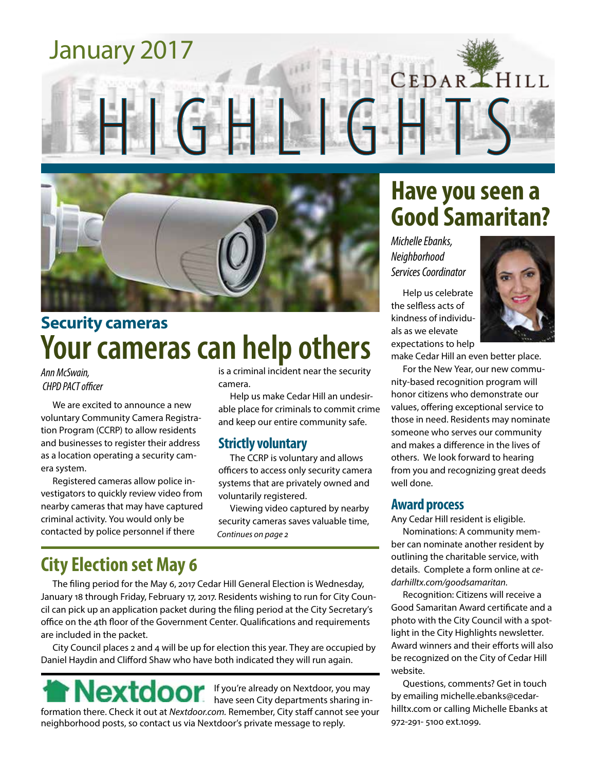January 2017

# CEDAR HILL HIGHLIGHTS

## Security cameras

# Your cameras can help others

*Ann McSwain, CHPD PACT officer*

We are excited to announce a new voluntary Community Camera Registration Program (CCRP) to allow residents and businesses to register their address as a location operating a security camera system.

Registered cameras allow police investigators to quickly review video from nearby cameras that may have captured criminal activity. You would only be contacted by police personnel if there is a criminal incident near the security camera.

Help us make Cedar Hill an undesirable place for criminals to commit crime and keep our entire community safe.

### Strictly voluntary

The CCRP is voluntary and allows officers to access only security camera systems that are privately owned and voluntarily registered.

Viewing video captured by nearby security cameras saves valuable time,

*Continues on page 2*

## City Election set May 6

The filing period for the May 6, 2017 Cedar Hill General Election is Wednesday, January 18 through Friday, February 17, 2017. Residents wishing to run for City Council can pick up an application packet during the filing period at the City Secretary's office on the 4th floor of the Government Center. Qualifications and requirements are included in the packet.

City Council places 2 and 4 will be up for election this year. They are occupied by Daniel Haydin and Clifford Shaw who have both indicated they will run again.

**Nextdoor** If you're already on Nextdoor, you may have seen City departments sharing information there. Check it out at *Nextdoor.com.* Remember, City staff cannot see your neighborhood posts, so contact us via Nextdoor's private message to reply.

## Have you seen a Good Samaritan?

*Michelle Ebanks, Neighborhood Services Coordinator*

Help us celebrate the selfless acts of kindness of individuals as we elevate expectations to help make Cedar Hill an even better place.

For the New Year, our new community-based recognition program will honor citizens who demonstrate our values, offering exceptional service to those in need. Residents may nominate someone who serves our community and makes a difference in the lives of others. We look forward to hearing from you and recognizing great deeds well done.

### Award process

Any Cedar Hill resident is eligible.

Nominations: A community member can nominate another resident by outlining the charitable service, with details. Complete a form online at *cedarhilltx.com/goodsamaritan.*

Recognition: Citizens will receive a Good Samaritan Award certificate and a photo with the City Council with a spotlight in the City Highlights newsletter. Award winners and their efforts will also be recognized on the City of Cedar Hill website.

Questions, comments? Get in touch by emailing michelle.ebanks@cedarhilltx.com or calling Michelle Ebanks at 972-291- 5100 ext.1099.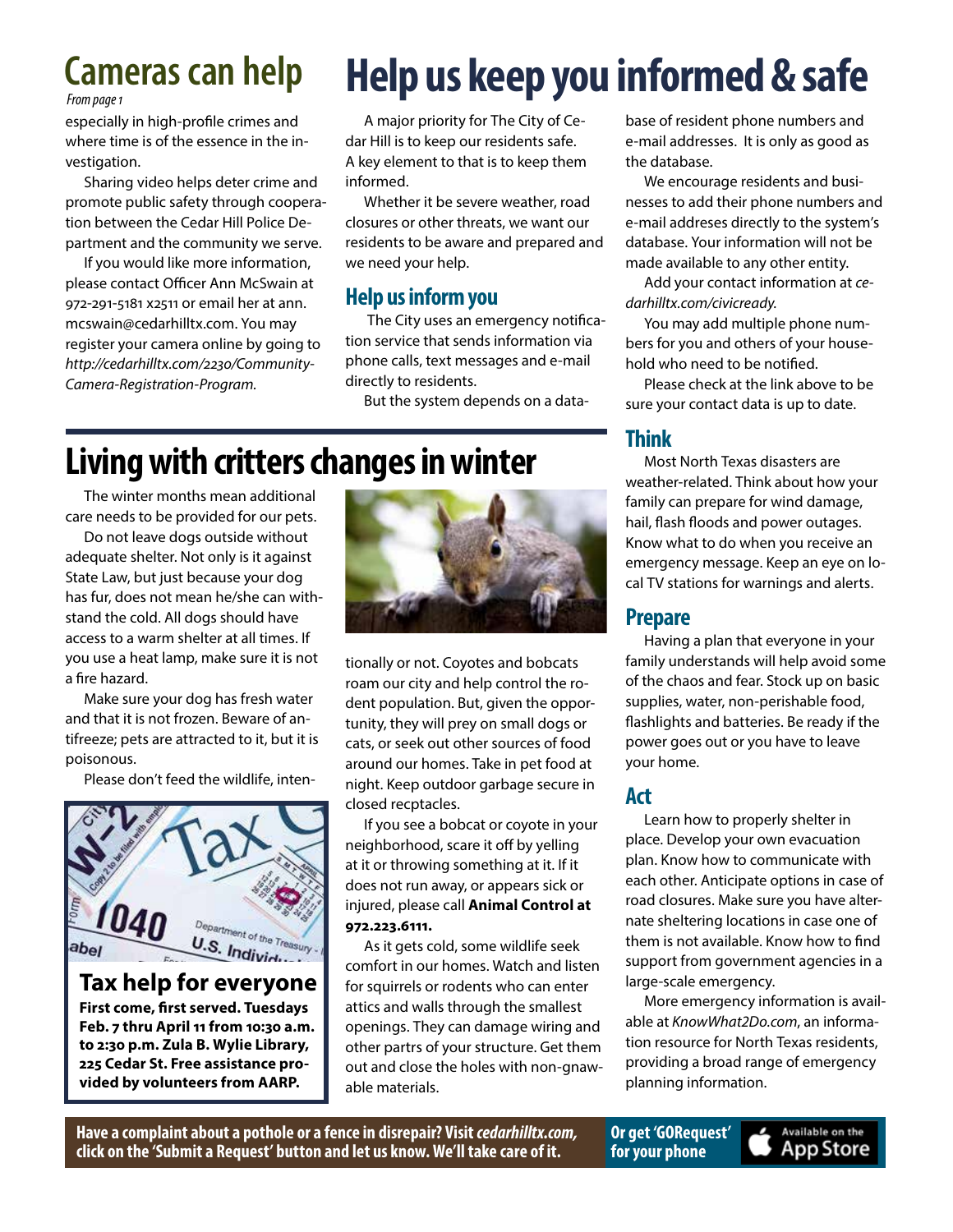## Cameras can help

*From page 1*

especially in high-profile crimes and where time is of the essence in the investigation.

Sharing video helps deter crime and promote public safety through cooperation between the Cedar Hill Police Department and the community we serve.

If you would like more information, please contact Officer Ann McSwain at 972-291-5181 x2511 or email her at ann.mcswain@cedarhilltx.com. You may register your camera online by going to *http://cedarhilltx.com/2230/Community-Camera-Registration-Program.*

# Help us keep you informed & safe

A major priority for The City of Cedar Hill is to keep our residents safe. A key element to that is to keep them informed.

Whether it be severe weather, road closures or other threats, we want our residents to be aware and prepared and we need your help.

### Help us inform you

The City uses an emergency notification service that sends information via phone calls, text messages and e-mail directly to residents.

But the system depends on a database of resident phone numbers and e-mail addresses. It is only as good as the database.

We encourage residents and businesses to add their phone numbers and e-mail addreses directly to the system's database. Your information will not be made available to any other entity.

Add your contact information at *cedarhilltx.com/civicready.*

You may add multiple phone numbers for you and others of your household who need to be notified.

Please check at the link above to be sure your contact data is up to date.

### Think

Most North Texas disasters are weather-related. Think about how your family can prepare for wind damage, hail, flash floods and power outages. Know what to do when you receive an emergency message. Keep an eye on local TV stations for warnings and alerts.

### Prepare

Having a plan that everyone in your family understands will help avoid some of the chaos and fear. Stock up on basic supplies, water, non-perishable food, flashlights and batteries. Be ready if the power goes out or you have to leave your home.

### Act

Learn how to properly shelter in place. Develop your own evacuation plan. Know how to communicate with each other. Anticipate options in case of road closures. Make sure you have alternate sheltering locations in case one of them is not available. Know how to find support from government agencies in a large-scale emergency.

More emergency information is available at *KnowWhat2Do.com*, an information resource for North Texas residents, providing a broad range of emergency planning information.

# Living with critters changes in winter

The winter months mean additional care needs to be provided for our pets.

Do not leave dogs outside without adequate shelter. Not only is it against State Law, but just because your dog has fur, does not mean he/she can withstand the cold. All dogs should have access to a warm shelter at all times. If you use a heat lamp, make sure it is not a fire hazard.

Make sure your dog has fresh water and that it is not frozen. Beware of antifreeze; pets are attracted to it, but it is poisonous.

Please don't feed the wildlife, intentionally or not. Coyotes and bobcats roam our city and help control the rodent population. But, given the opportunity, they will prey on small dogs or cats, or seek out other sources of food around our homes. Take in pet food at night. Keep outdoor garbage secure in closed recptacles.

If you see a bobcat or coyote in your neighborhood, scare it off by yelling at it or throwing something at it. If it does not run away, or appears sick or injured, please call **Animal Control at 972.223.6111.**

As it gets cold, some wildlife seek comfort in our homes. Watch and listen for squirrels or rodents who can enter attics and walls through the smallest openings. They can damage wiring and other partrs of your structure. Get them out and close the holes with non-gnawable materials.

## Tax help for everyone

**First come, first served. Tuesdays Feb. 7 thru April 11 from 10:30 a.m. to 2:30 p.m. Zula B. Wylie Library, 225 Cedar St. Free assistance provided by volunteers from AARP.**

**Have a complaint about a pothole or a fence in disrepair? Visit *cedarhilltx.com,* click on the 'Submit a Request' button and let us know. We'll take care of it.**

**Or get 'GORequest' for your phone**

Available on the App Store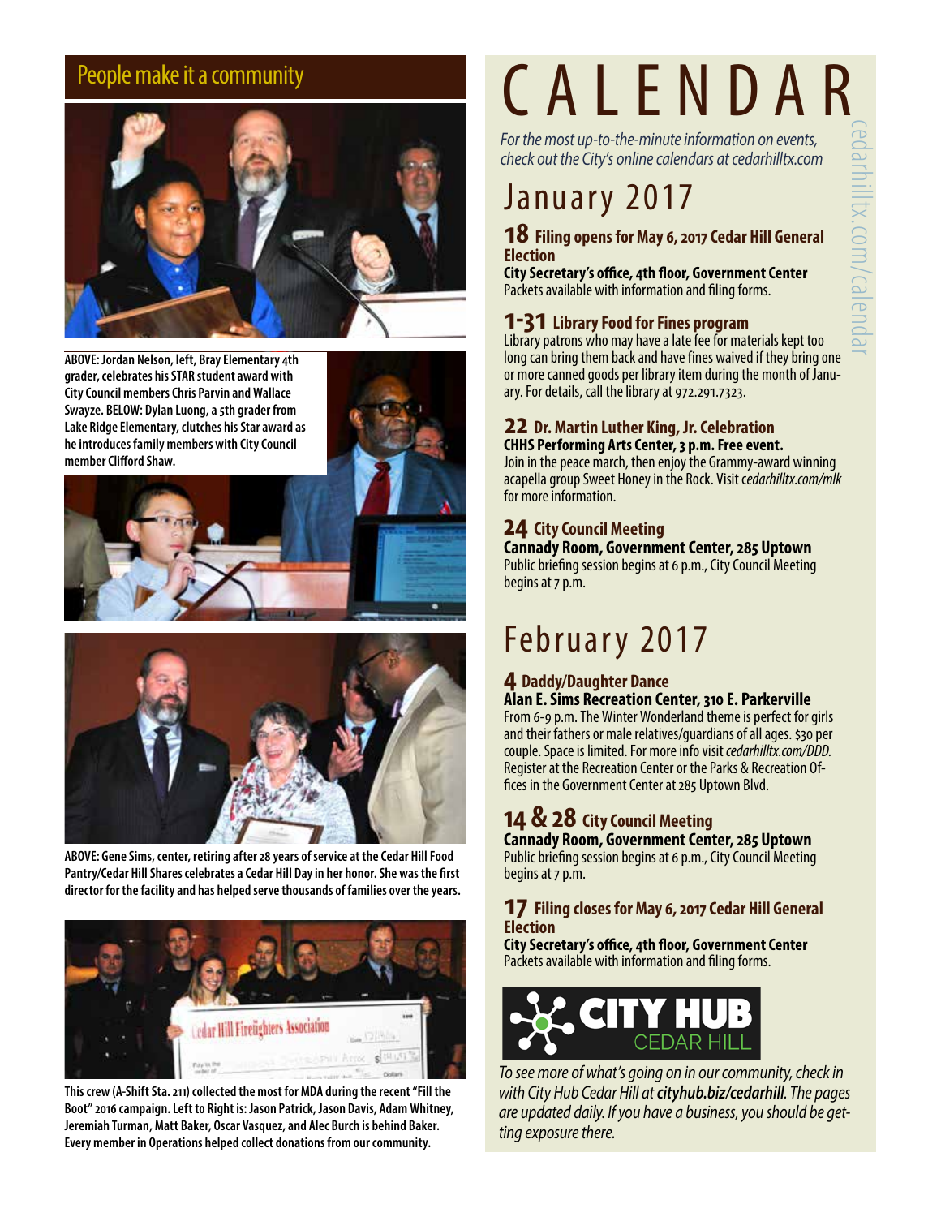## People make it a community

ABOVE: Jordan Nelson, left, Bray Elementary 4th grader, celebrates his STAR student award with City Council members Chris Parvin and Wallace Swayze. BELOW: Dylan Luong, a 5th grader from Lake Ridge Elementary, clutches his Star award as he introduces family members with City Council member Clifford Shaw.

ABOVE: Gene Sims, center, retiring after 28 years of service at the Cedar Hill Food Pantry/Cedar Hill Shares celebrates a Cedar Hill Day in her honor. She was the first director for the facility and has helped serve thousands of families over the years.

This crew (A-Shift Sta. 211) collected the most for MDA during the recent "Fill the Boot" 2016 campaign. Left to Right is: Jason Patrick, Jason Davis, Adam Whitney, Jeremiah Turman, Matt Baker, Oscar Vasquez, and Alec Burch is behind Baker. Every member in Operations helped collect donations from our community.

# CALENDAR

cedarhilltx.com/calendar

*For the most up-to-the-minute information on events, check out the City's online calendars at cedarhilltx.com*

## January 2017

### 18 Filing opens for May 6, 2017 Cedar Hill General Election

**City Secretary's office, 4th floor, Government Center**
Packets available with information and filing forms.

### 1-31 Library Food for Fines program

Library patrons who may have a late fee for materials kept too long can bring them back and have fines waived if they bring one or more canned goods per library item during the month of January. For details, call the library at 972.291.7323.

### 22 Dr. Martin Luther King, Jr. Celebration

**CHHS Performing Arts Center, 3 p.m. Free event.**
Join in the peace march, then enjoy the Grammy-award winning acapella group Sweet Honey in the Rock. Visit *cedarhilltx.com/mlk* for more information.

### 24 City Council Meeting

**Cannady Room, Government Center, 285 Uptown**
Public briefing session begins at 6 p.m., City Council Meeting begins at 7 p.m.

## February 2017

### 4 Daddy/Daughter Dance

**Alan E. Sims Recreation Center, 310 E. Parkerville**
From 6-9 p.m. The Winter Wonderland theme is perfect for girls and their fathers or male relatives/guardians of all ages. $30 per couple. Space is limited. For more info visit *cedarhilltx.com/DDD.* Register at the Recreation Center or the Parks & Recreation Offices in the Government Center at 285 Uptown Blvd.

### 14 & 28 City Council Meeting

**Cannady Room, Government Center, 285 Uptown**
Public briefing session begins at 6 p.m., City Council Meeting begins at 7 p.m.

### 17 Filing closes for May 6, 2017 Cedar Hill General Election

**City Secretary's office, 4th floor, Government Center**
Packets available with information and filing forms.

CITY HUB CEDAR HILL

*To see more of what's going on in our community, check in with City Hub Cedar Hill at **cityhub.biz/cedarhill**. The pages are updated daily. If you have a business, you should be getting exposure there.*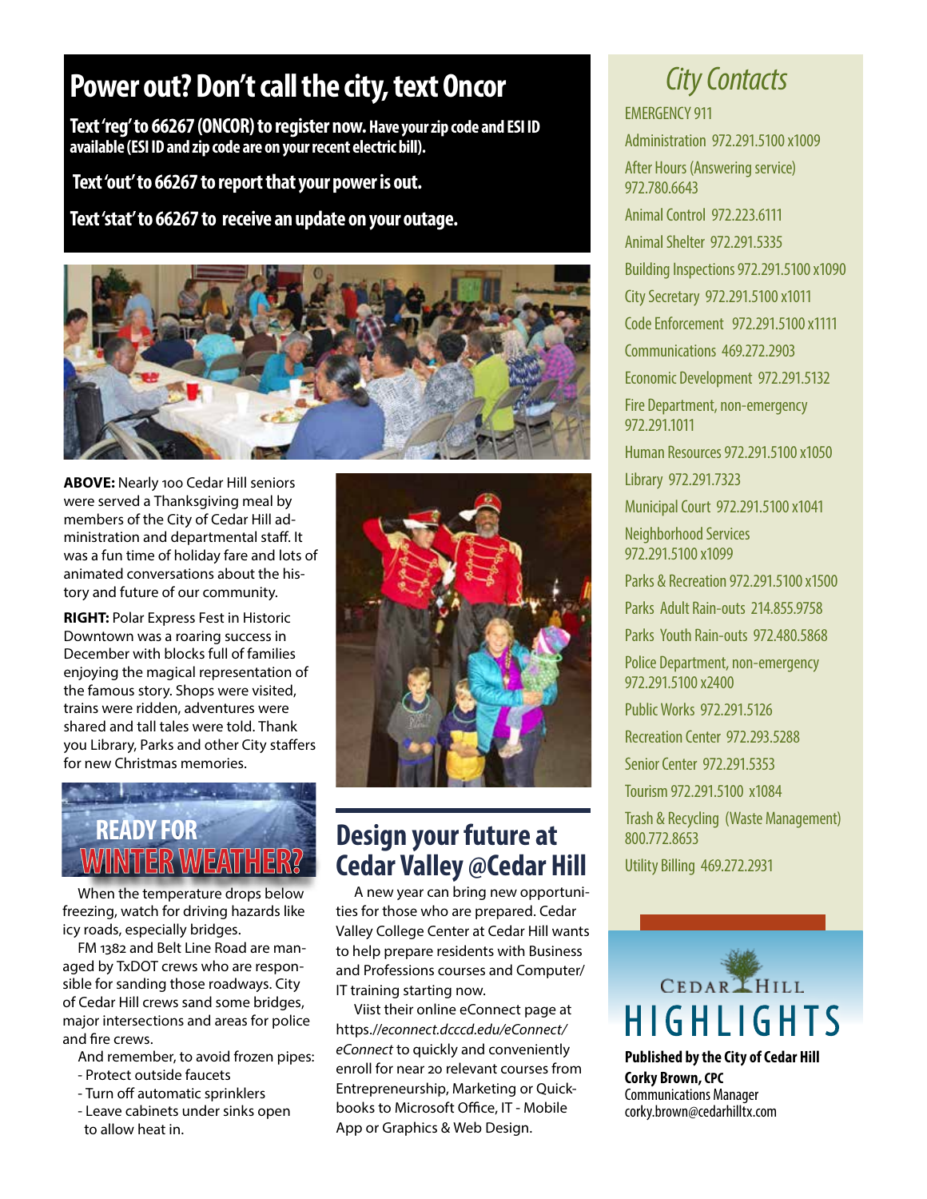# Power out? Don't call the city, text Oncor

**Text 'reg' to 66267 (ONCOR) to register now. Have your zip code and ESI ID available (ESI ID and zip code are on your recent electric bill).**

**Text 'out' to 66267 to report that your power is out.**

**Text 'stat' to 66267 to receive an update on your outage.**

**ABOVE:** Nearly 100 Cedar Hill seniors were served a Thanksgiving meal by members of the City of Cedar Hill administration and departmental staff. It was a fun time of holiday fare and lots of animated conversations about the history and future of our community.

**RIGHT:** Polar Express Fest in Historic Downtown was a roaring success in December with blocks full of families enjoying the magical representation of the famous story. Shops were visited, trains were ridden, adventures were shared and tall tales were told. Thank you Library, Parks and other City staffers for new Christmas memories.

## READY FOR WINTER WEATHER?

When the temperature drops below freezing, watch for driving hazards like icy roads, especially bridges.

FM 1382 and Belt Line Road are managed by TxDOT crews who are responsible for sanding those roadways. City of Cedar Hill crews sand some bridges, major intersections and areas for police and fire crews.

And remember, to avoid frozen pipes:

- Protect outside faucets
- Turn off automatic sprinklers
- Leave cabinets under sinks open to allow heat in.

## Design your future at Cedar Valley @Cedar Hill

A new year can bring new opportunities for those who are prepared. Cedar Valley College Center at Cedar Hill wants to help prepare residents with Business and Professions courses and Computer/IT training starting now.

Viist their online eConnect page at https.*//econnect.dcccd.edu/eConnect/eConnect* to quickly and conveniently enroll for near 20 relevant courses from Entrepreneurship, Marketing or Quickbooks to Microsoft Office, IT - Mobile App or Graphics & Web Design.

## City Contacts

EMERGENCY 911

Administration 972.291.5100 x1009

After Hours (Answering service) 972.780.6643

Animal Control 972.223.6111

Animal Shelter 972.291.5335

Building Inspections 972.291.5100 x1090

City Secretary 972.291.5100 x1011

Code Enforcement 972.291.5100 x1111

Communications 469.272.2903

Economic Development 972.291.5132

Fire Department, non-emergency 972.291.1011

Human Resources 972.291.5100 x1050

Library 972.291.7323

Municipal Court 972.291.5100 x1041

Neighborhood Services 972.291.5100 x1099

Parks & Recreation 972.291.5100 x1500

Parks Adult Rain-outs 214.855.9758

Parks Youth Rain-outs 972.480.5868

Police Department, non-emergency 972.291.5100 x2400

Public Works 972.291.5126

Recreation Center 972.293.5288

Senior Center 972.291.5353

Tourism 972.291.5100 x1084

Trash & Recycling (Waste Management) 800.772.8653

Utility Billing 469.272.2931

CEDAR HILL HIGHLIGHTS

**Published by the City of Cedar Hill**

**Corky Brown, CPC**
Communications Manager
corky.brown@cedarhilltx.com